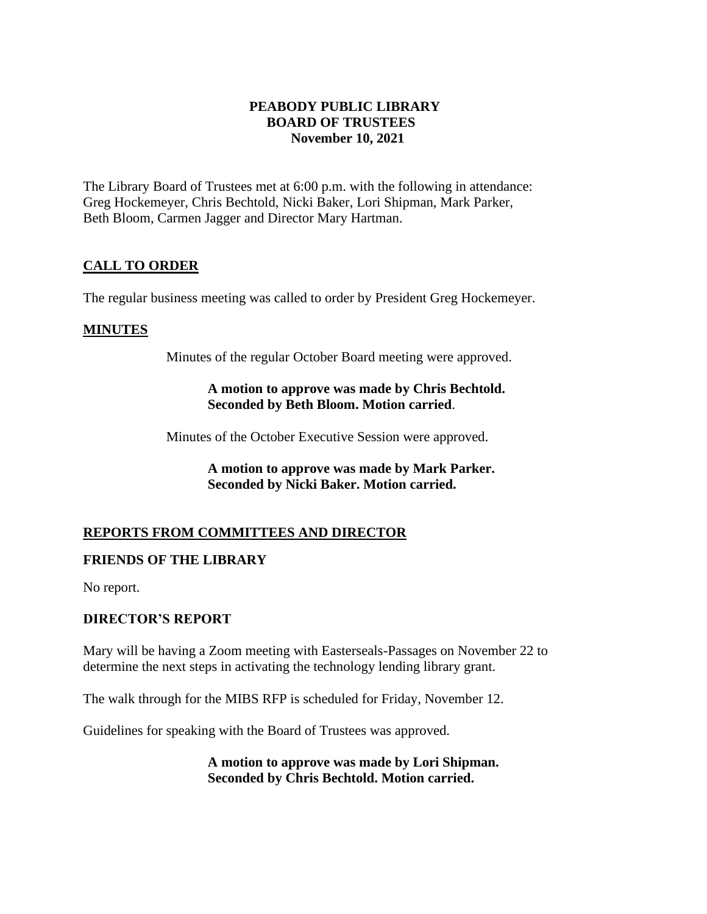# PEABODY PUBLIC LIBRARY
## BOARD OF TRUSTEES
### November 10, 2021

The Library Board of Trustees met at 6:00 p.m. with the following in attendance: Greg Hockemeyer, Chris Bechtold, Nicki Baker, Lori Shipman, Mark Parker, Beth Bloom, Carmen Jagger and Director Mary Hartman.

## CALL TO ORDER

The regular business meeting was called to order by President Greg Hockemeyer.

## MINUTES

Minutes of the regular October Board meeting were approved.

**A motion to approve was made by Chris Bechtold. Seconded by Beth Bloom. Motion carried**.

Minutes of the October Executive Session were approved.

**A motion to approve was made by Mark Parker. Seconded by Nicki Baker. Motion carried.**

## REPORTS FROM COMMITTEES AND DIRECTOR

### FRIENDS OF THE LIBRARY

No report.

### DIRECTOR'S REPORT

Mary will be having a Zoom meeting with Easterseals-Passages on November 22 to determine the next steps in activating the technology lending library grant.

The walk through for the MIBS RFP is scheduled for Friday, November 12.

Guidelines for speaking with the Board of Trustees was approved.

**A motion to approve was made by Lori Shipman. Seconded by Chris Bechtold. Motion carried.**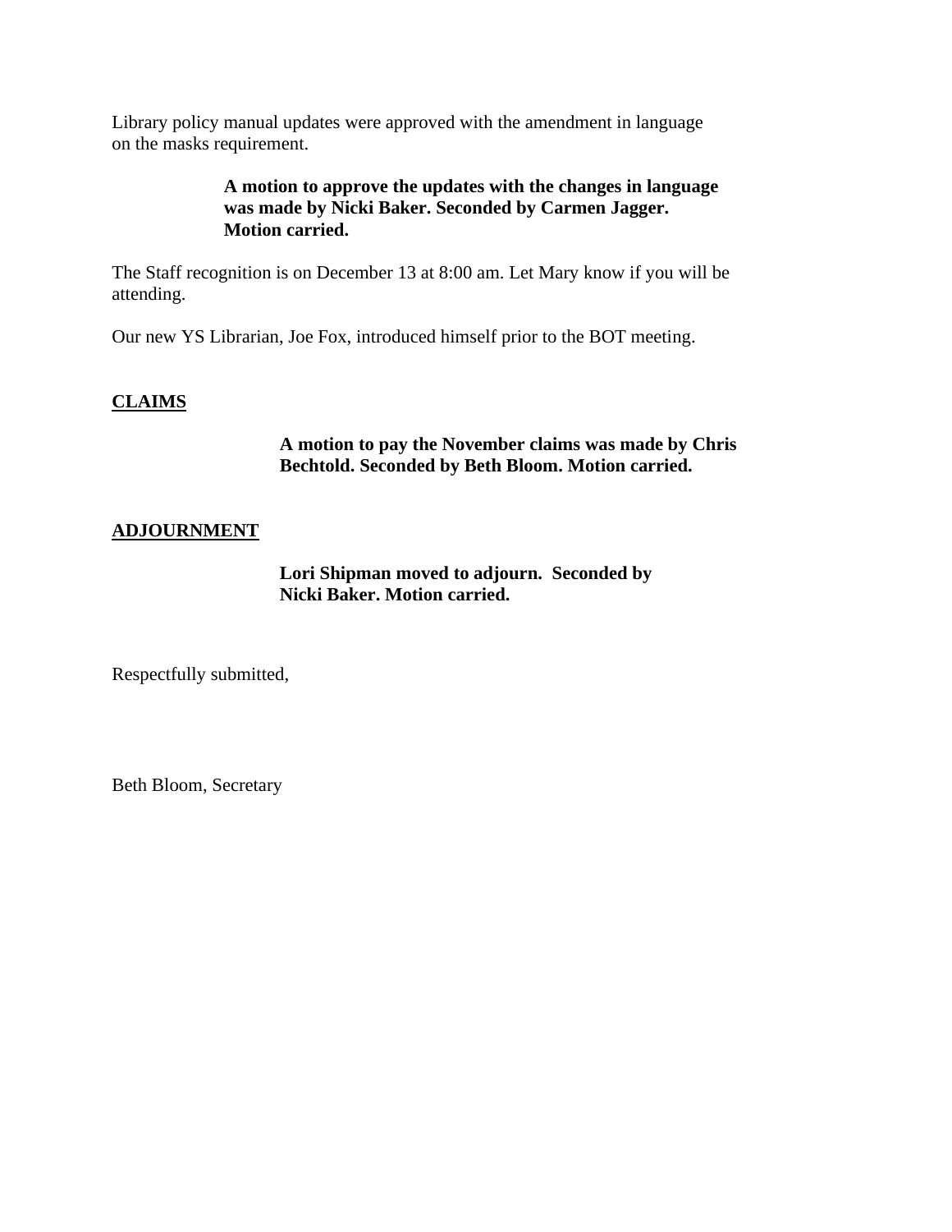Library policy manual updates were approved with the amendment in language on the masks requirement.

> **A motion to approve the updates with the changes in language was made by Nicki Baker. Seconded by Carmen Jagger. Motion carried.**

The Staff recognition is on December 13 at 8:00 am. Let Mary know if you will be attending.

Our new YS Librarian, Joe Fox, introduced himself prior to the BOT meeting.

## CLAIMS

> **A motion to pay the November claims was made by Chris Bechtold. Seconded by Beth Bloom. Motion carried.**

## ADJOURNMENT

> **Lori Shipman moved to adjourn. Seconded by Nicki Baker. Motion carried.**

Respectfully submitted,

Beth Bloom, Secretary